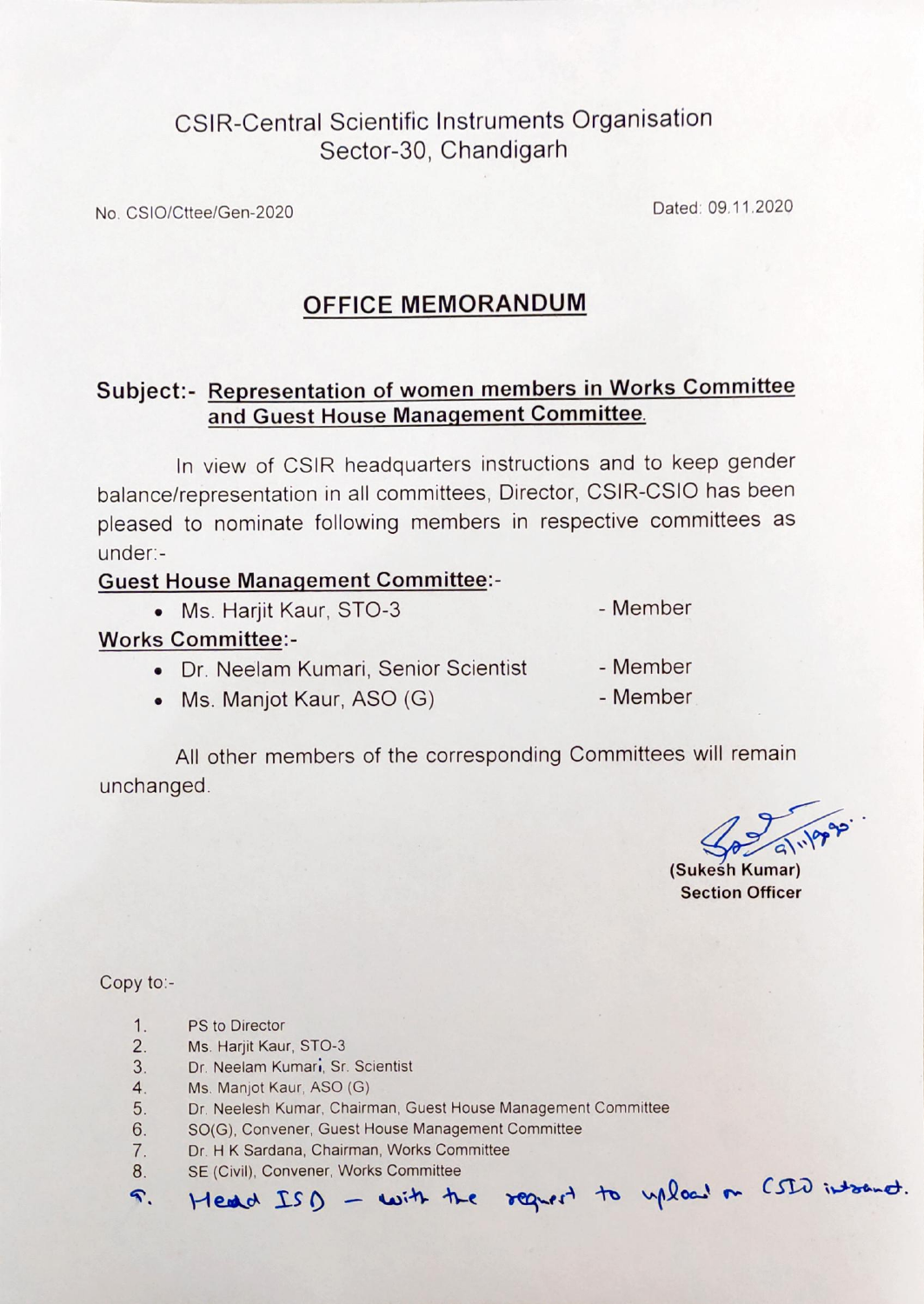# CSIR-Central Scientific Instruments Organisation
## Sector-30, Chandigarh

No. CSIO/Cttee/Gen-2020 Dated: 09.11.2020

## OFFICE MEMORANDUM

**Subject:- Representation of women members in Works Committee and Guest House Management Committee.**

In view of CSIR headquarters instructions and to keep gender balance/representation in all committees, Director, CSIR-CSIO has been pleased to nominate following members in respective committees as under:-

**Guest House Management Committee:-**

- Ms. Harjit Kaur, STO-3 - Member

**Works Committee:-**

- Dr. Neelam Kumari, Senior Scientist - Member
- Ms. Manjot Kaur, ASO (G) - Member

All other members of the corresponding Committees will remain unchanged.

9/11/2020

**(Sukesh Kumar)**
**Section Officer**

Copy to:-

1. PS to Director
2. Ms. Harjit Kaur, STO-3
3. Dr. Neelam Kumari, Sr. Scientist
4. Ms. Manjot Kaur, ASO (G)
5. Dr. Neelesh Kumar, Chairman, Guest House Management Committee
6. SO(G), Convener, Guest House Management Committee
7. Dr. H K Sardana, Chairman, Works Committee
8. SE (Civil), Convener, Works Committee
9. Head ISD – with the request to upload on CSIO intranet.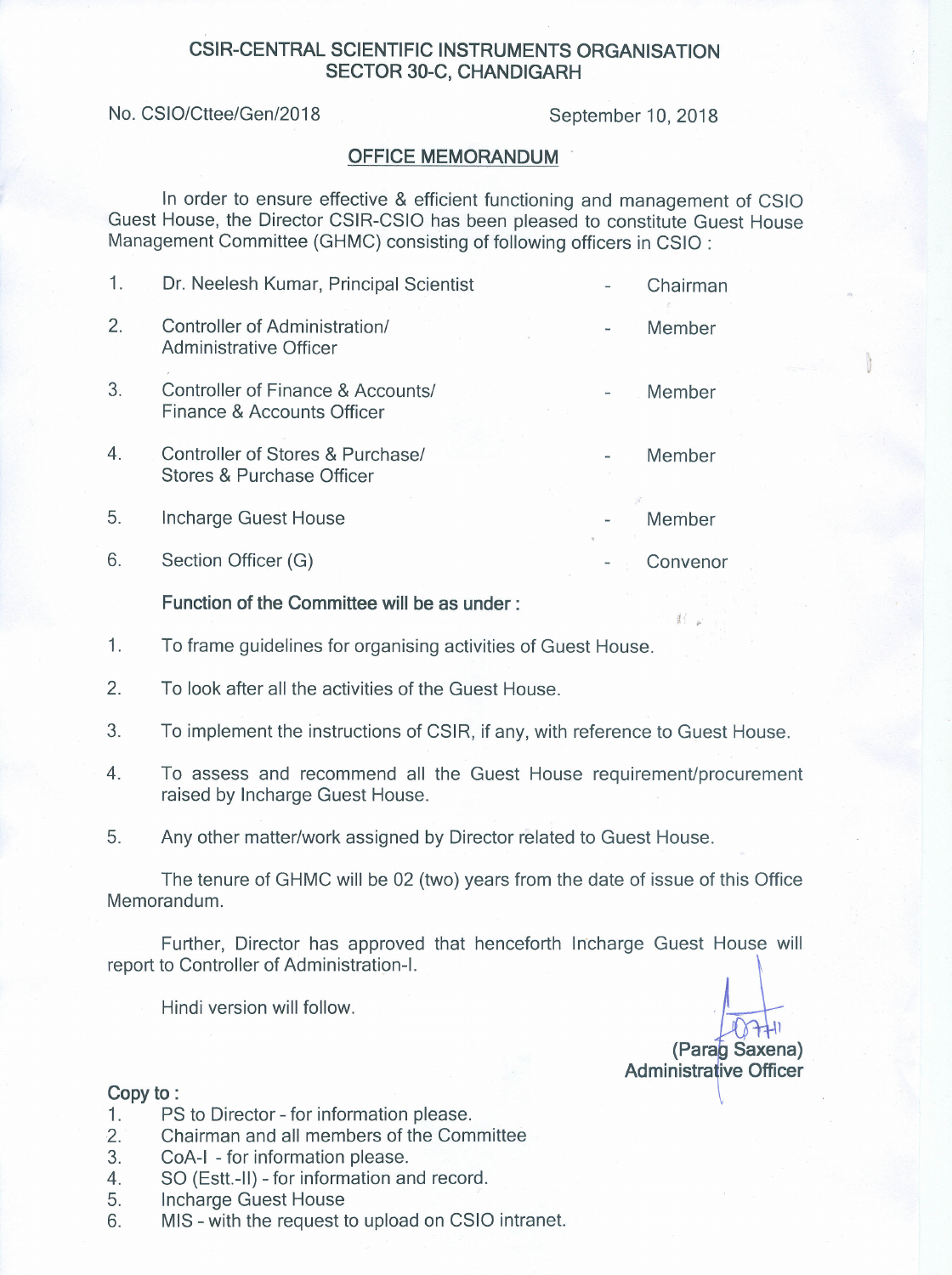**CSIR-CENTRAL SCIENTIFIC INSTRUMENTS ORGANISATION**
**SECTOR 30-C, CHANDIGARH**

No. CSIO/Cttee/Gen/2018 September 10, 2018

## OFFICE MEMORANDUM

In order to ensure effective & efficient functioning and management of CSIO Guest House, the Director CSIR-CSIO has been pleased to constitute Guest House Management Committee (GHMC) consisting of following officers in CSIO :

| | | | |
|---|---|---|---|
| 1. | Dr. Neelesh Kumar, Principal Scientist | - | Chairman |
| 2. | Controller of Administration/ Administrative Officer | - | Member |
| 3. | Controller of Finance & Accounts/ Finance & Accounts Officer | - | Member |
| 4. | Controller of Stores & Purchase/ Stores & Purchase Officer | - | Member |
| 5. | Incharge Guest House | - | Member |
| 6. | Section Officer (G) | - | Convenor |

**Function of the Committee will be as under :**

1. To frame guidelines for organising activities of Guest House.
2. To look after all the activities of the Guest House.
3. To implement the instructions of CSIR, if any, with reference to Guest House.
4. To assess and recommend all the Guest House requirement/procurement raised by Incharge Guest House.
5. Any other matter/work assigned by Director related to Guest House.

The tenure of GHMC will be 02 (two) years from the date of issue of this Office Memorandum.

Further, Director has approved that henceforth Incharge Guest House will report to Controller of Administration-I.

Hindi version will follow.

**(Parag Saxena)**
**Administrative Officer**

**Copy to :**
1. PS to Director - for information please.
2. Chairman and all members of the Committee
3. CoA-I - for information please.
4. SO (Estt.-II) - for information and record.
5. Incharge Guest House
6. MIS - with the request to upload on CSIO intranet.